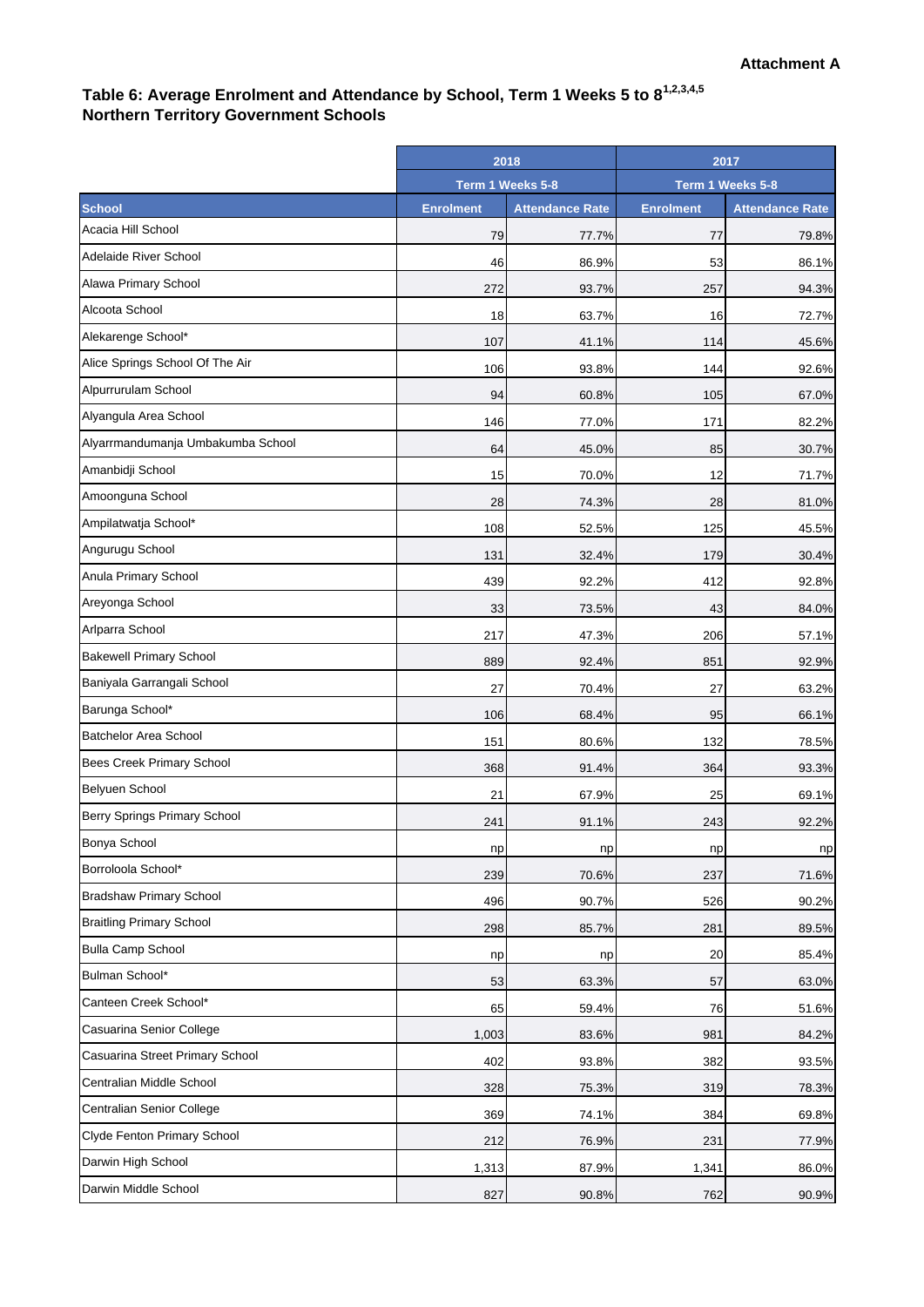**Attachment A**

## Table 6: Average Enrolment and Attendance by School, Term 1 Weeks 5 to 8[1,2,3,4,5]
## Northern Territory Government Schools

| | 2018 | | 2017 | |
|---|---|---|---|---|
| | Term 1 Weeks 5-8 | | Term 1 Weeks 5-8 | |
| **School** | **Enrolment** | **Attendance Rate** | **Enrolment** | **Attendance Rate** |
| Acacia Hill School | 79 | 77.7% | 77 | 79.8% |
| Adelaide River School | 46 | 86.9% | 53 | 86.1% |
| Alawa Primary School | 272 | 93.7% | 257 | 94.3% |
| Alcoota School | 18 | 63.7% | 16 | 72.7% |
| Alekarenge School* | 107 | 41.1% | 114 | 45.6% |
| Alice Springs School Of The Air | 106 | 93.8% | 144 | 92.6% |
| Alpurrurulam School | 94 | 60.8% | 105 | 67.0% |
| Alyangula Area School | 146 | 77.0% | 171 | 82.2% |
| Alyarrmandumanja Umbakumba School | 64 | 45.0% | 85 | 30.7% |
| Amanbidji School | 15 | 70.0% | 12 | 71.7% |
| Amoonguna School | 28 | 74.3% | 28 | 81.0% |
| Ampilatwatja School* | 108 | 52.5% | 125 | 45.5% |
| Angurugu School | 131 | 32.4% | 179 | 30.4% |
| Anula Primary School | 439 | 92.2% | 412 | 92.8% |
| Areyonga School | 33 | 73.5% | 43 | 84.0% |
| Arlparra School | 217 | 47.3% | 206 | 57.1% |
| Bakewell Primary School | 889 | 92.4% | 851 | 92.9% |
| Baniyala Garrangali School | 27 | 70.4% | 27 | 63.2% |
| Barunga School* | 106 | 68.4% | 95 | 66.1% |
| Batchelor Area School | 151 | 80.6% | 132 | 78.5% |
| Bees Creek Primary School | 368 | 91.4% | 364 | 93.3% |
| Belyuen School | 21 | 67.9% | 25 | 69.1% |
| Berry Springs Primary School | 241 | 91.1% | 243 | 92.2% |
| Bonya School | np | np | np | np |
| Borroloola School* | 239 | 70.6% | 237 | 71.6% |
| Bradshaw Primary School | 496 | 90.7% | 526 | 90.2% |
| Braitling Primary School | 298 | 85.7% | 281 | 89.5% |
| Bulla Camp School | np | np | 20 | 85.4% |
| Bulman School* | 53 | 63.3% | 57 | 63.0% |
| Canteen Creek School* | 65 | 59.4% | 76 | 51.6% |
| Casuarina Senior College | 1,003 | 83.6% | 981 | 84.2% |
| Casuarina Street Primary School | 402 | 93.8% | 382 | 93.5% |
| Centralian Middle School | 328 | 75.3% | 319 | 78.3% |
| Centralian Senior College | 369 | 74.1% | 384 | 69.8% |
| Clyde Fenton Primary School | 212 | 76.9% | 231 | 77.9% |
| Darwin High School | 1,313 | 87.9% | 1,341 | 86.0% |
| Darwin Middle School | 827 | 90.8% | 762 | 90.9% |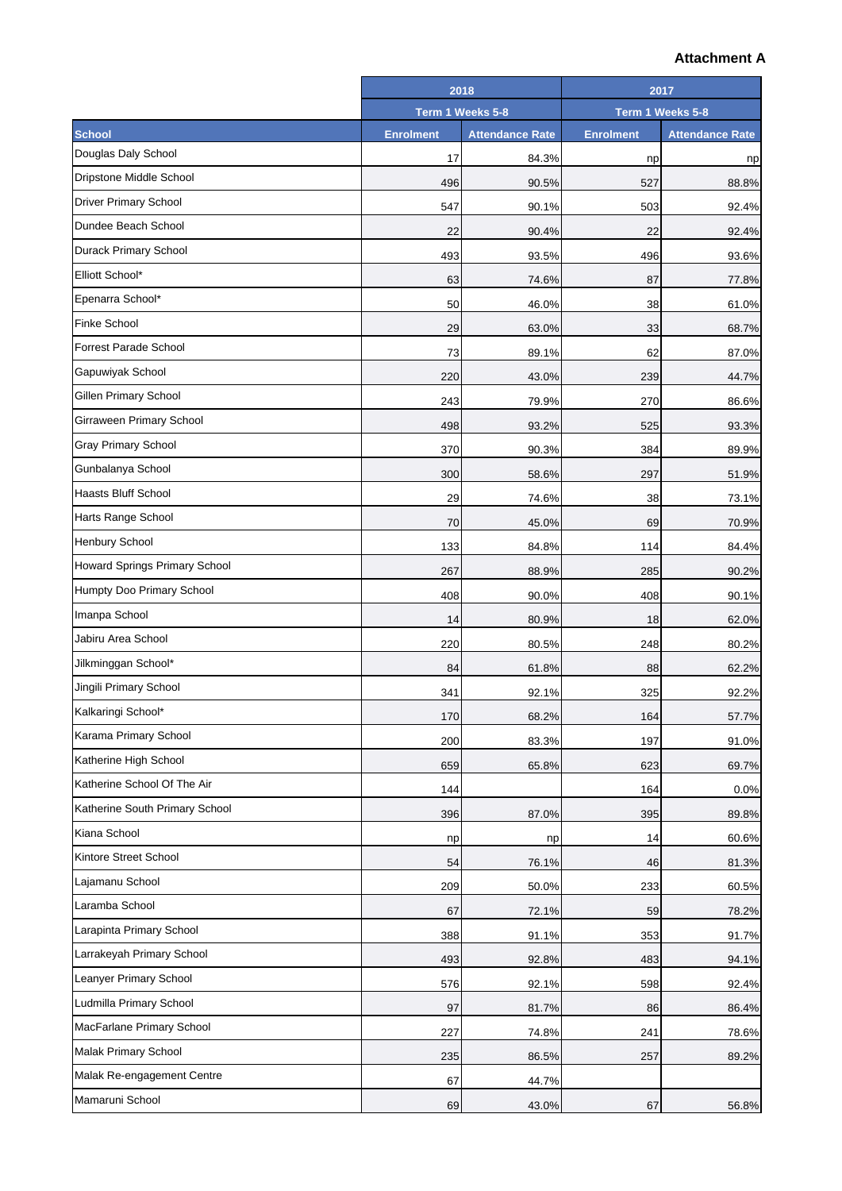**Attachment A**

| | 2018 | | 2017 | |
|---|---|---|---|---|
| | Term 1 Weeks 5-8 | | Term 1 Weeks 5-8 | |
| School | Enrolment | Attendance Rate | Enrolment | Attendance Rate |
| Douglas Daly School | 17 | 84.3% | np | np |
| Dripstone Middle School | 496 | 90.5% | 527 | 88.8% |
| Driver Primary School | 547 | 90.1% | 503 | 92.4% |
| Dundee Beach School | 22 | 90.4% | 22 | 92.4% |
| Durack Primary School | 493 | 93.5% | 496 | 93.6% |
| Elliott School* | 63 | 74.6% | 87 | 77.8% |
| Epenarra School* | 50 | 46.0% | 38 | 61.0% |
| Finke School | 29 | 63.0% | 33 | 68.7% |
| Forrest Parade School | 73 | 89.1% | 62 | 87.0% |
| Gapuwiyak School | 220 | 43.0% | 239 | 44.7% |
| Gillen Primary School | 243 | 79.9% | 270 | 86.6% |
| Girraween Primary School | 498 | 93.2% | 525 | 93.3% |
| Gray Primary School | 370 | 90.3% | 384 | 89.9% |
| Gunbalanya School | 300 | 58.6% | 297 | 51.9% |
| Haasts Bluff School | 29 | 74.6% | 38 | 73.1% |
| Harts Range School | 70 | 45.0% | 69 | 70.9% |
| Henbury School | 133 | 84.8% | 114 | 84.4% |
| Howard Springs Primary School | 267 | 88.9% | 285 | 90.2% |
| Humpty Doo Primary School | 408 | 90.0% | 408 | 90.1% |
| Imanpa School | 14 | 80.9% | 18 | 62.0% |
| Jabiru Area School | 220 | 80.5% | 248 | 80.2% |
| Jilkminggan School* | 84 | 61.8% | 88 | 62.2% |
| Jingili Primary School | 341 | 92.1% | 325 | 92.2% |
| Kalkaringi School* | 170 | 68.2% | 164 | 57.7% |
| Karama Primary School | 200 | 83.3% | 197 | 91.0% |
| Katherine High School | 659 | 65.8% | 623 | 69.7% |
| Katherine School Of The Air | 144 | | 164 | 0.0% |
| Katherine South Primary School | 396 | 87.0% | 395 | 89.8% |
| Kiana School | np | np | 14 | 60.6% |
| Kintore Street School | 54 | 76.1% | 46 | 81.3% |
| Lajamanu School | 209 | 50.0% | 233 | 60.5% |
| Laramba School | 67 | 72.1% | 59 | 78.2% |
| Larapinta Primary School | 388 | 91.1% | 353 | 91.7% |
| Larrakeyah Primary School | 493 | 92.8% | 483 | 94.1% |
| Leanyer Primary School | 576 | 92.1% | 598 | 92.4% |
| Ludmilla Primary School | 97 | 81.7% | 86 | 86.4% |
| MacFarlane Primary School | 227 | 74.8% | 241 | 78.6% |
| Malak Primary School | 235 | 86.5% | 257 | 89.2% |
| Malak Re-engagement Centre | 67 | 44.7% | | |
| Mamaruni School | 69 | 43.0% | 67 | 56.8% |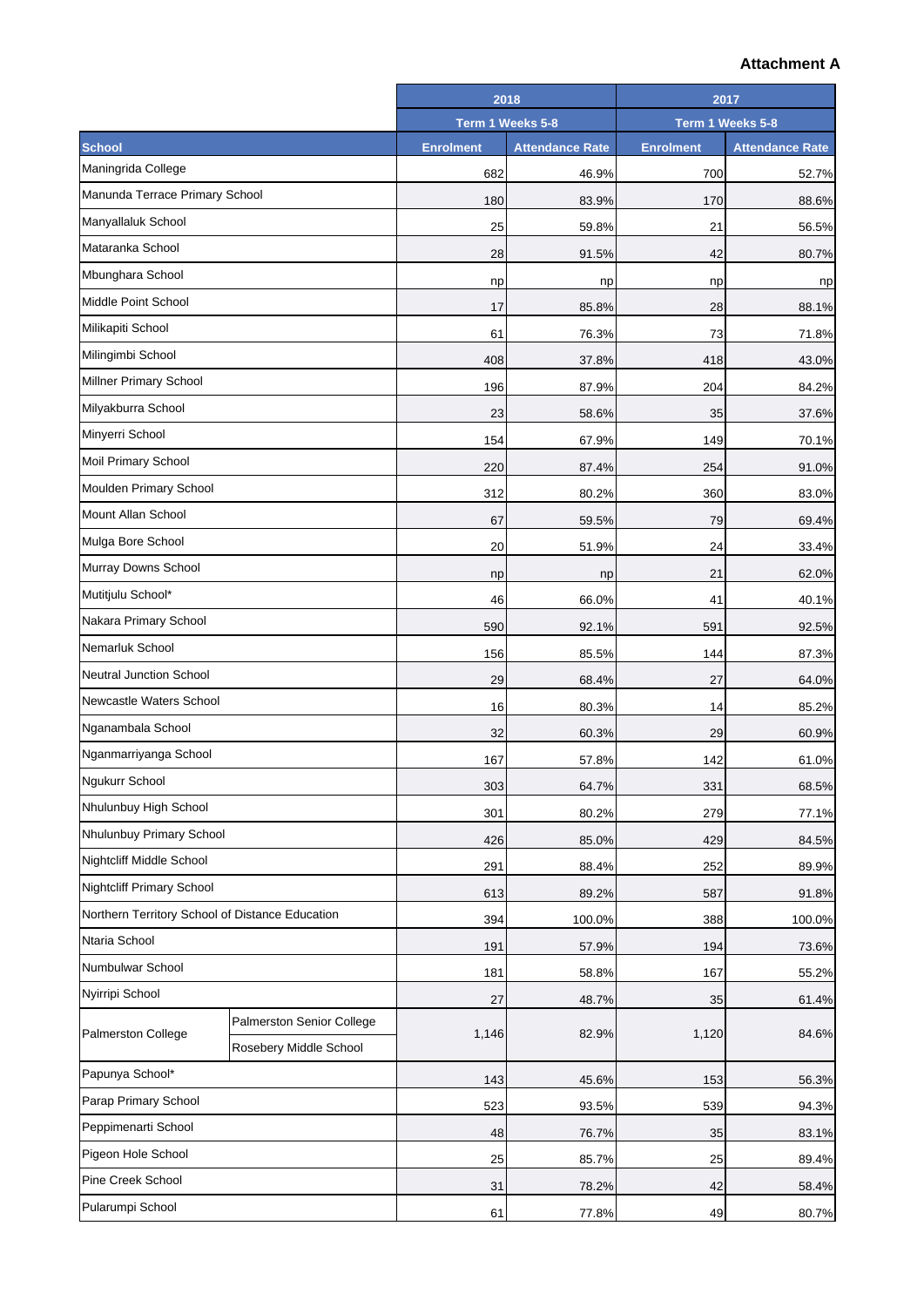**Attachment A**

| School | | 2018 | | 2017 | |
|---|---|---|---|---|---|
| | | Term 1 Weeks 5-8 | | Term 1 Weeks 5-8 | |
| | | Enrolment | Attendance Rate | Enrolment | Attendance Rate |
| Maningrida College | | 682 | 46.9% | 700 | 52.7% |
| Manunda Terrace Primary School | | 180 | 83.9% | 170 | 88.6% |
| Manyallaluk School | | 25 | 59.8% | 21 | 56.5% |
| Mataranka School | | 28 | 91.5% | 42 | 80.7% |
| Mbunghara School | | np | np | np | np |
| Middle Point School | | 17 | 85.8% | 28 | 88.1% |
| Milikapiti School | | 61 | 76.3% | 73 | 71.8% |
| Milingimbi School | | 408 | 37.8% | 418 | 43.0% |
| Millner Primary School | | 196 | 87.9% | 204 | 84.2% |
| Milyakburra School | | 23 | 58.6% | 35 | 37.6% |
| Minyerri School | | 154 | 67.9% | 149 | 70.1% |
| Moil Primary School | | 220 | 87.4% | 254 | 91.0% |
| Moulden Primary School | | 312 | 80.2% | 360 | 83.0% |
| Mount Allan School | | 67 | 59.5% | 79 | 69.4% |
| Mulga Bore School | | 20 | 51.9% | 24 | 33.4% |
| Murray Downs School | | np | np | 21 | 62.0% |
| Mutitjulu School* | | 46 | 66.0% | 41 | 40.1% |
| Nakara Primary School | | 590 | 92.1% | 591 | 92.5% |
| Nemarluk School | | 156 | 85.5% | 144 | 87.3% |
| Neutral Junction School | | 29 | 68.4% | 27 | 64.0% |
| Newcastle Waters School | | 16 | 80.3% | 14 | 85.2% |
| Nganambala School | | 32 | 60.3% | 29 | 60.9% |
| Nganmarriyanga School | | 167 | 57.8% | 142 | 61.0% |
| Ngukurr School | | 303 | 64.7% | 331 | 68.5% |
| Nhulunbuy High School | | 301 | 80.2% | 279 | 77.1% |
| Nhulunbuy Primary School | | 426 | 85.0% | 429 | 84.5% |
| Nightcliff Middle School | | 291 | 88.4% | 252 | 89.9% |
| Nightcliff Primary School | | 613 | 89.2% | 587 | 91.8% |
| Northern Territory School of Distance Education | | 394 | 100.0% | 388 | 100.0% |
| Ntaria School | | 191 | 57.9% | 194 | 73.6% |
| Numbulwar School | | 181 | 58.8% | 167 | 55.2% |
| Nyirripi School | | 27 | 48.7% | 35 | 61.4% |
| Palmerston College | Palmerston Senior College | 1,146 | 82.9% | 1,120 | 84.6% |
| | Rosebery Middle School | | | | |
| Papunya School* | | 143 | 45.6% | 153 | 56.3% |
| Parap Primary School | | 523 | 93.5% | 539 | 94.3% |
| Peppimenarti School | | 48 | 76.7% | 35 | 83.1% |
| Pigeon Hole School | | 25 | 85.7% | 25 | 89.4% |
| Pine Creek School | | 31 | 78.2% | 42 | 58.4% |
| Pularumpi School | | 61 | 77.8% | 49 | 80.7% |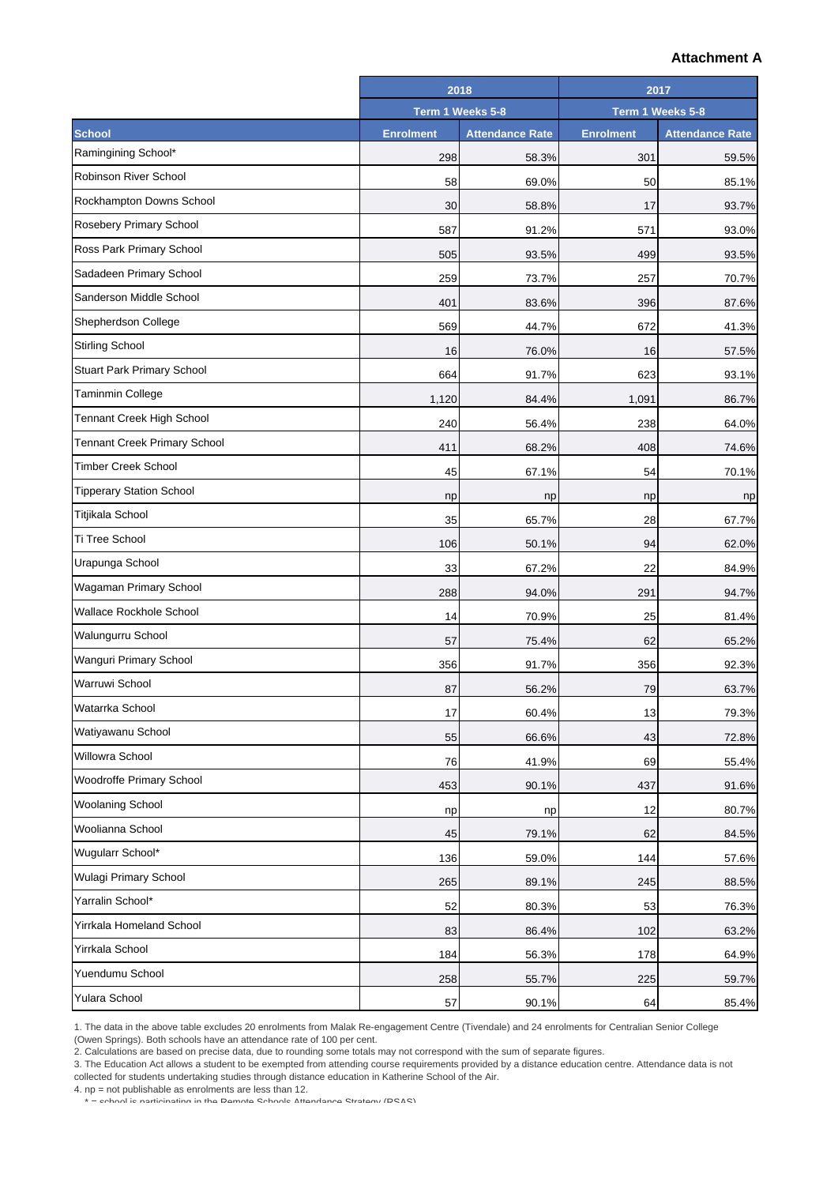**Attachment A**

| School | 2018 | | 2017 | |
|---|---|---|---|---|
| | Term 1 Weeks 5-8 | | Term 1 Weeks 5-8 | |
| | Enrolment | Attendance Rate | Enrolment | Attendance Rate |
| Ramingining School* | 298 | 58.3% | 301 | 59.5% |
| Robinson River School | 58 | 69.0% | 50 | 85.1% |
| Rockhampton Downs School | 30 | 58.8% | 17 | 93.7% |
| Rosebery Primary School | 587 | 91.2% | 571 | 93.0% |
| Ross Park Primary School | 505 | 93.5% | 499 | 93.5% |
| Sadadeen Primary School | 259 | 73.7% | 257 | 70.7% |
| Sanderson Middle School | 401 | 83.6% | 396 | 87.6% |
| Shepherdson College | 569 | 44.7% | 672 | 41.3% |
| Stirling School | 16 | 76.0% | 16 | 57.5% |
| Stuart Park Primary School | 664 | 91.7% | 623 | 93.1% |
| Taminmin College | 1,120 | 84.4% | 1,091 | 86.7% |
| Tennant Creek High School | 240 | 56.4% | 238 | 64.0% |
| Tennant Creek Primary School | 411 | 68.2% | 408 | 74.6% |
| Timber Creek School | 45 | 67.1% | 54 | 70.1% |
| Tipperary Station School | np | np | np | np |
| Titjikala School | 35 | 65.7% | 28 | 67.7% |
| Ti Tree School | 106 | 50.1% | 94 | 62.0% |
| Urapunga School | 33 | 67.2% | 22 | 84.9% |
| Wagaman Primary School | 288 | 94.0% | 291 | 94.7% |
| Wallace Rockhole School | 14 | 70.9% | 25 | 81.4% |
| Walungurru School | 57 | 75.4% | 62 | 65.2% |
| Wanguri Primary School | 356 | 91.7% | 356 | 92.3% |
| Warruwi School | 87 | 56.2% | 79 | 63.7% |
| Watarrka School | 17 | 60.4% | 13 | 79.3% |
| Watiyawanu School | 55 | 66.6% | 43 | 72.8% |
| Willowra School | 76 | 41.9% | 69 | 55.4% |
| Woodroffe Primary School | 453 | 90.1% | 437 | 91.6% |
| Woolaning School | np | np | 12 | 80.7% |
| Woolianna School | 45 | 79.1% | 62 | 84.5% |
| Wugularr School* | 136 | 59.0% | 144 | 57.6% |
| Wulagi Primary School | 265 | 89.1% | 245 | 88.5% |
| Yarralin School* | 52 | 80.3% | 53 | 76.3% |
| Yirrkala Homeland School | 83 | 86.4% | 102 | 63.2% |
| Yirrkala School | 184 | 56.3% | 178 | 64.9% |
| Yuendumu School | 258 | 55.7% | 225 | 59.7% |
| Yulara School | 57 | 90.1% | 64 | 85.4% |

1. The data in the above table excludes 20 enrolments from Malak Re-engagement Centre (Tivendale) and 24 enrolments for Centralian Senior College (Owen Springs). Both schools have an attendance rate of 100 per cent.
2. Calculations are based on precise data, due to rounding some totals may not correspond with the sum of separate figures.
3. The Education Act allows a student to be exempted from attending course requirements provided by a distance education centre. Attendance data is not collected for students undertaking studies through distance education in Katherine School of the Air.
4. np = not publishable as enrolments are less than 12.

\* = school is participating in the Remote Schools Attendance Strategy (RSAS)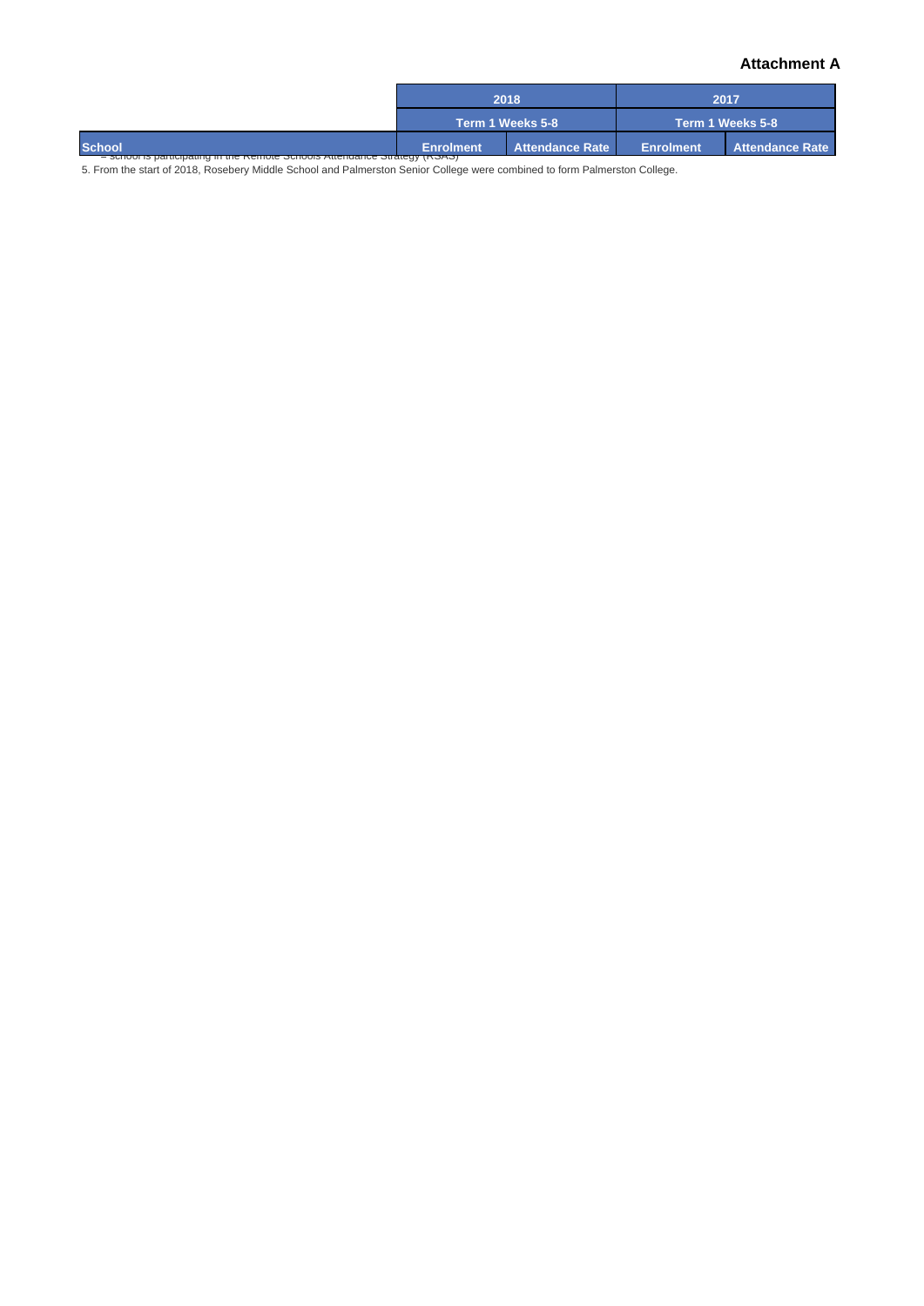**Attachment A**

| | 2018 | | 2017 | |
|---|---|---|---|---|
| | Term 1 Weeks 5-8 | | Term 1 Weeks 5-8 | |
| School | Enrolment | Attendance Rate | Enrolment | Attendance Rate |

– school is participating in the Remote Schools Attendance Strategy (RSAS)

5. From the start of 2018, Rosebery Middle School and Palmerston Senior College were combined to form Palmerston College.